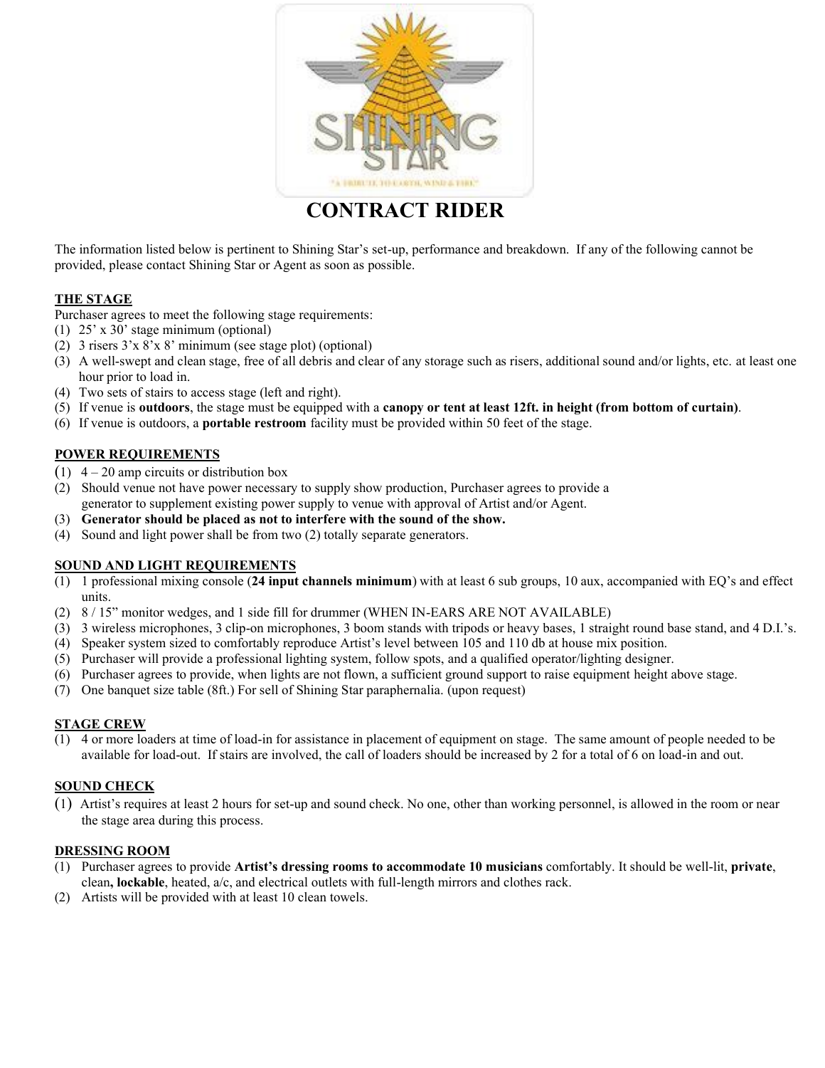# CONTRACT RIDER

The information listed below is pertinent to Shining Star's set-up, performance and breakdown. If any of the following cannot be provided, please contact Shining Star or Agent as soon as possible.

## THE STAGE

Purchaser agrees to meet the following stage requirements:

(1) 25' x 30' stage minimum (optional)
(2) 3 risers 3'x 8'x 8' minimum (see stage plot) (optional)
(3) A well-swept and clean stage, free of all debris and clear of any storage such as risers, additional sound and/or lights, etc. at least one hour prior to load in.
(4) Two sets of stairs to access stage (left and right).
(5) If venue is **outdoors**, the stage must be equipped with a **canopy or tent at least 12ft. in height (from bottom of curtain)**.
(6) If venue is outdoors, a **portable restroom** facility must be provided within 50 feet of the stage.

## POWER REQUIREMENTS

(1) 4 – 20 amp circuits or distribution box
(2) Should venue not have power necessary to supply show production, Purchaser agrees to provide a generator to supplement existing power supply to venue with approval of Artist and/or Agent.
(3) **Generator should be placed as not to interfere with the sound of the show.**
(4) Sound and light power shall be from two (2) totally separate generators.

## SOUND AND LIGHT REQUIREMENTS

(1) 1 professional mixing console (**24 input channels minimum**) with at least 6 sub groups, 10 aux, accompanied with EQ's and effect units.
(2) 8 / 15" monitor wedges, and 1 side fill for drummer (WHEN IN-EARS ARE NOT AVAILABLE)
(3) 3 wireless microphones, 3 clip-on microphones, 3 boom stands with tripods or heavy bases, 1 straight round base stand, and 4 D.I.'s.
(4) Speaker system sized to comfortably reproduce Artist's level between 105 and 110 db at house mix position.
(5) Purchaser will provide a professional lighting system, follow spots, and a qualified operator/lighting designer.
(6) Purchaser agrees to provide, when lights are not flown, a sufficient ground support to raise equipment height above stage.
(7) One banquet size table (8ft.) For sell of Shining Star paraphernalia. (upon request)

## STAGE CREW

(1) 4 or more loaders at time of load-in for assistance in placement of equipment on stage. The same amount of people needed to be available for load-out. If stairs are involved, the call of loaders should be increased by 2 for a total of 6 on load-in and out.

## SOUND CHECK

(1) Artist's requires at least 2 hours for set-up and sound check. No one, other than working personnel, is allowed in the room or near the stage area during this process.

## DRESSING ROOM

(1) Purchaser agrees to provide **Artist's dressing rooms to accommodate 10 musicians** comfortably. It should be well-lit, **private**, clean**, lockable**, heated, a/c, and electrical outlets with full-length mirrors and clothes rack.
(2) Artists will be provided with at least 10 clean towels.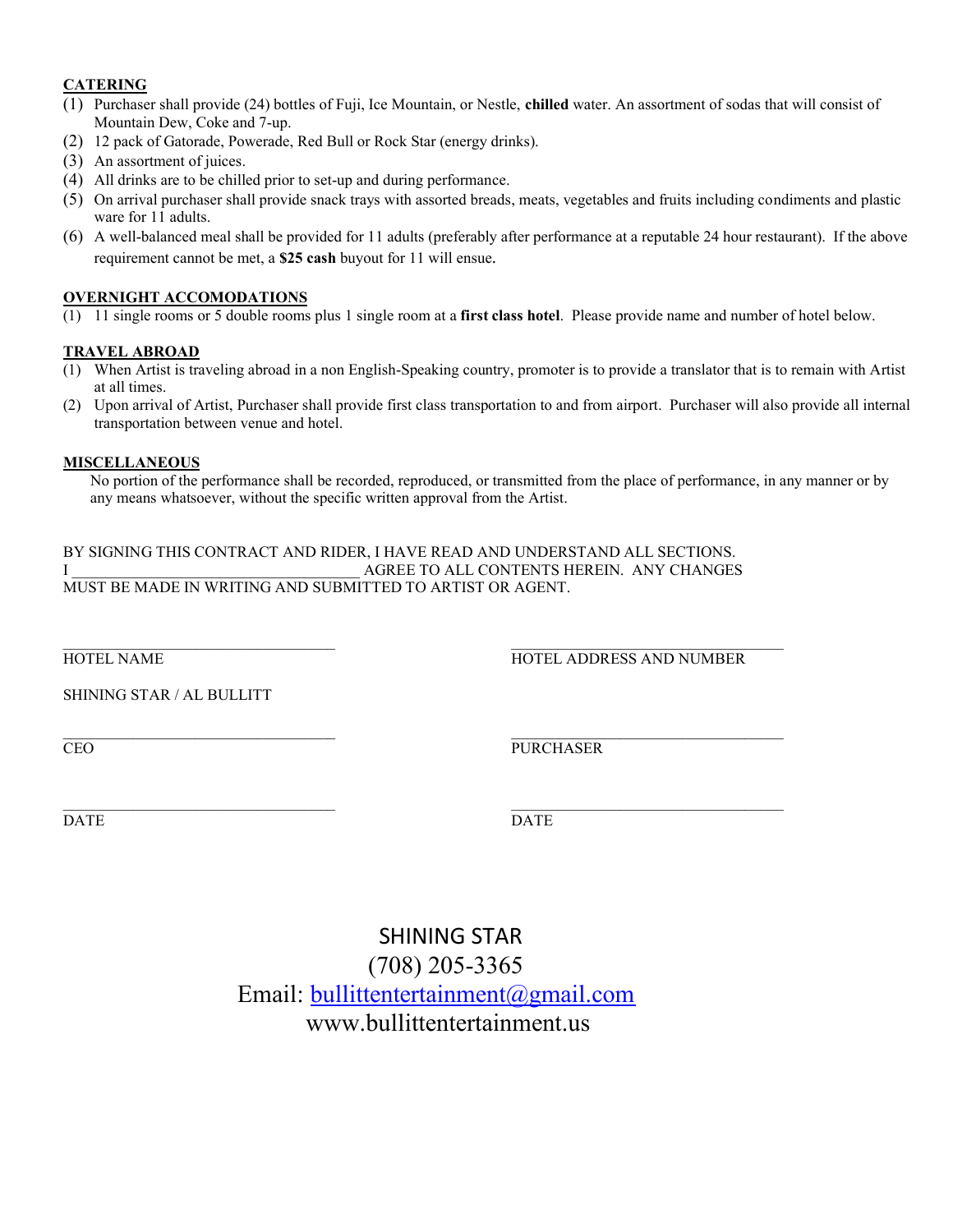## CATERING

(1) Purchaser shall provide (24) bottles of Fuji, Ice Mountain, or Nestle, **chilled** water. An assortment of sodas that will consist of Mountain Dew, Coke and 7-up.
(2) 12 pack of Gatorade, Powerade, Red Bull or Rock Star (energy drinks).
(3) An assortment of juices.
(4) All drinks are to be chilled prior to set-up and during performance.
(5) On arrival purchaser shall provide snack trays with assorted breads, meats, vegetables and fruits including condiments and plastic ware for 11 adults.
(6) A well-balanced meal shall be provided for 11 adults (preferably after performance at a reputable 24 hour restaurant). If the above requirement cannot be met, a **$25 cash** buyout for 11 will ensue**.**

## OVERNIGHT ACCOMODATIONS

(1) 11 single rooms or 5 double rooms plus 1 single room at a **first class hotel**. Please provide name and number of hotel below.

## TRAVEL ABROAD

(1) When Artist is traveling abroad in a non English-Speaking country, promoter is to provide a translator that is to remain with Artist at all times.
(2) Upon arrival of Artist, Purchaser shall provide first class transportation to and from airport. Purchaser will also provide all internal transportation between venue and hotel.

## MISCELLANEOUS

No portion of the performance shall be recorded, reproduced, or transmitted from the place of performance, in any manner or by any means whatsoever, without the specific written approval from the Artist.

BY SIGNING THIS CONTRACT AND RIDER, I HAVE READ AND UNDERSTAND ALL SECTIONS.
I ____________________________________ AGREE TO ALL CONTENTS HEREIN. ANY CHANGES MUST BE MADE IN WRITING AND SUBMITTED TO ARTIST OR AGENT.

| | |
|---|---|
| ______________________________ | ______________________________ |
| HOTEL NAME | HOTEL ADDRESS AND NUMBER |
| SHINING STAR / AL BULLITT | |
| ______________________________ | ______________________________ |
| CEO | PURCHASER |
| ______________________________ | ______________________________ |
| DATE | DATE |

SHINING STAR
(708) 205-3365
Email: bullittentertainment@gmail.com
www.bullittentertainment.us